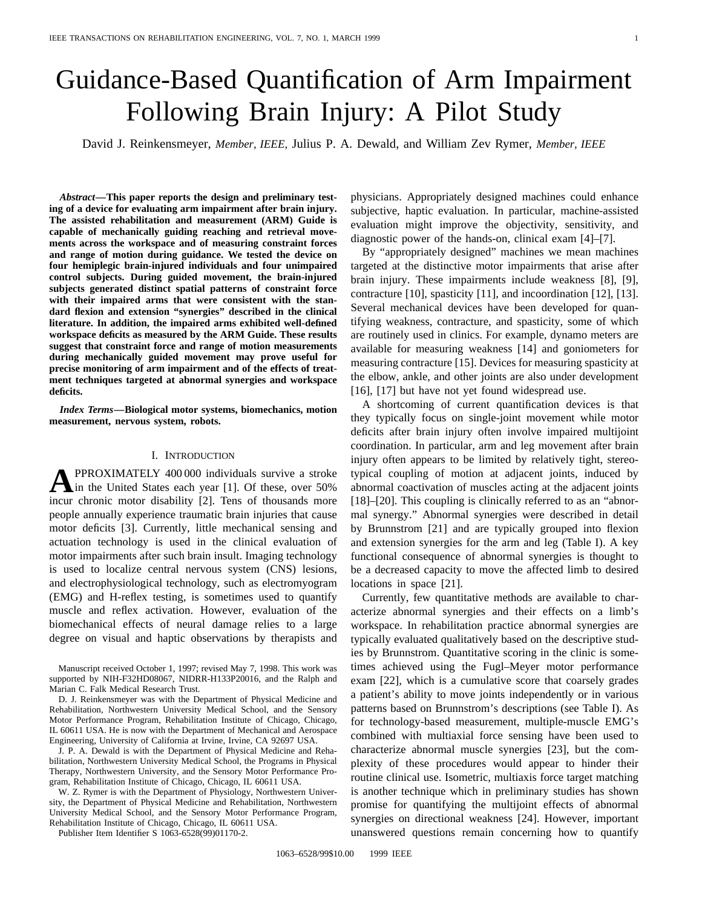# Guidance-Based Quantification of Arm Impairment Following Brain Injury: A Pilot Study

David J. Reinkensmeyer, *Member, IEEE,* Julius P. A. Dewald, and William Zev Rymer, *Member, IEEE*

***Abstract*—This paper reports the design and preliminary testing of a device for evaluating arm impairment after brain injury. The assisted rehabilitation and measurement (ARM) Guide is capable of mechanically guiding reaching and retrieval movements across the workspace and of measuring constraint forces and range of motion during guidance. We tested the device on four hemiplegic brain-injured individuals and four unimpaired control subjects. During guided movement, the brain-injured subjects generated distinct spatial patterns of constraint force with their impaired arms that were consistent with the standard flexion and extension "synergies" described in the clinical literature. In addition, the impaired arms exhibited well-defined workspace deficits as measured by the ARM Guide. These results suggest that constraint force and range of motion measurements during mechanically guided movement may prove useful for precise monitoring of arm impairment and of the effects of treatment techniques targeted at abnormal synergies and workspace deficits.**

***Index Terms*—Biological motor systems, biomechanics, motion measurement, nervous system, robots.**

## I. Introduction

APPROXIMATELY 400 000 individuals survive a stroke in the United States each year [1]. Of these, over 50% incur chronic motor disability [2]. Tens of thousands more people annually experience traumatic brain injuries that cause motor deficits [3]. Currently, little mechanical sensing and actuation technology is used in the clinical evaluation of motor impairments after such brain insult. Imaging technology is used to localize central nervous system (CNS) lesions, and electrophysiological technology, such as electromyogram (EMG) and H-reflex testing, is sometimes used to quantify muscle and reflex activation. However, evaluation of the biomechanical effects of neural damage relies to a large degree on visual and haptic observations by therapists and physicians. Appropriately designed machines could enhance subjective, haptic evaluation. In particular, machine-assisted evaluation might improve the objectivity, sensitivity, and diagnostic power of the hands-on, clinical exam [4]–[7].

By "appropriately designed" machines we mean machines targeted at the distinctive motor impairments that arise after brain injury. These impairments include weakness [8], [9], contracture [10], spasticity [11], and incoordination [12], [13]. Several mechanical devices have been developed for quantifying weakness, contracture, and spasticity, some of which are routinely used in clinics. For example, dynamo meters are available for measuring weakness [14] and goniometers for measuring contracture [15]. Devices for measuring spasticity at the elbow, ankle, and other joints are also under development [16], [17] but have not yet found widespread use.

A shortcoming of current quantification devices is that they typically focus on single-joint movement while motor deficits after brain injury often involve impaired multijoint coordination. In particular, arm and leg movement after brain injury often appears to be limited by relatively tight, stereotypical coupling of motion at adjacent joints, induced by abnormal coactivation of muscles acting at the adjacent joints [18]–[20]. This coupling is clinically referred to as an "abnormal synergy." Abnormal synergies were described in detail by Brunnstrom [21] and are typically grouped into flexion and extension synergies for the arm and leg (Table I). A key functional consequence of abnormal synergies is thought to be a decreased capacity to move the affected limb to desired locations in space [21].

Currently, few quantitative methods are available to characterize abnormal synergies and their effects on a limb's workspace. In rehabilitation practice abnormal synergies are typically evaluated qualitatively based on the descriptive studies by Brunnstrom. Quantitative scoring in the clinic is sometimes achieved using the Fugl–Meyer motor performance exam [22], which is a cumulative score that coarsely grades a patient's ability to move joints independently or in various patterns based on Brunnstrom's descriptions (see Table I). As for technology-based measurement, multiple-muscle EMG's combined with multiaxial force sensing have been used to characterize abnormal muscle synergies [23], but the complexity of these procedures would appear to hinder their routine clinical use. Isometric, multiaxis force target matching is another technique which in preliminary studies has shown promise for quantifying the multijoint effects of abnormal synergies on directional weakness [24]. However, important unanswered questions remain concerning how to quantify

Manuscript received October 1, 1997; revised May 7, 1998. This work was supported by NIH-F32HD08067, NIDRR-H133P20016, and the Ralph and Marian C. Falk Medical Research Trust.

D. J. Reinkensmeyer was with the Department of Physical Medicine and Rehabilitation, Northwestern University Medical School, and the Sensory Motor Performance Program, Rehabilitation Institute of Chicago, Chicago, IL 60611 USA. He is now with the Department of Mechanical and Aerospace Engineering, University of California at Irvine, Irvine, CA 92697 USA.

J. P. A. Dewald is with the Department of Physical Medicine and Rehabilitation, Northwestern University Medical School, the Programs in Physical Therapy, Northwestern University, and the Sensory Motor Performance Program, Rehabilitation Institute of Chicago, Chicago, IL 60611 USA.

W. Z. Rymer is with the Department of Physiology, Northwestern University, the Department of Physical Medicine and Rehabilitation, Northwestern University Medical School, and the Sensory Motor Performance Program, Rehabilitation Institute of Chicago, Chicago, IL 60611 USA.

Publisher Item Identifier S 1063-6528(99)01170-2.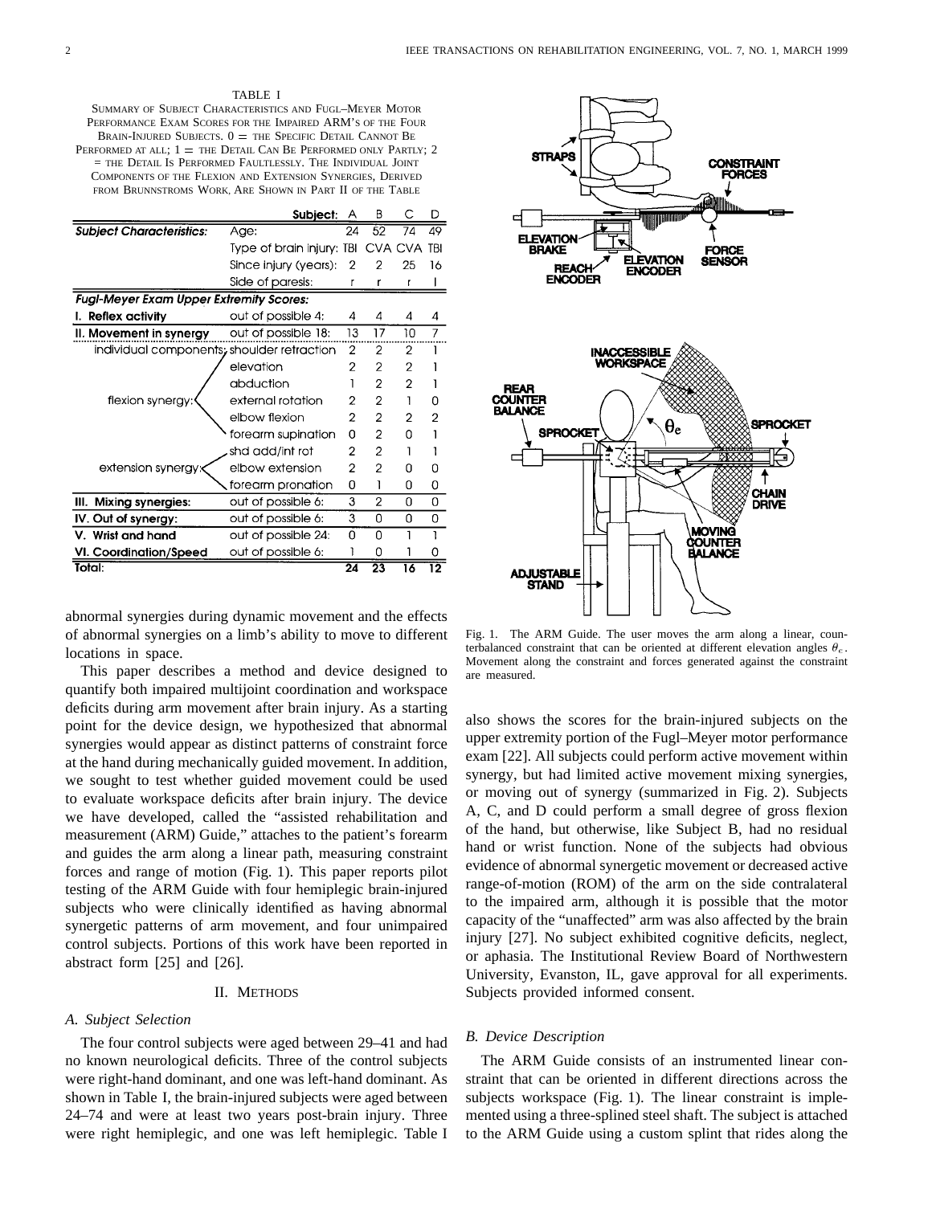TABLE I

SUMMARY OF SUBJECT CHARACTERISTICS AND FUGL–MEYER MOTOR PERFORMANCE EXAM SCORES FOR THE IMPAIRED ARM'S OF THE FOUR BRAIN-INJURED SUBJECTS. 0 = THE SPECIFIC DETAIL CANNOT BE PERFORMED AT ALL; 1 = THE DETAIL CAN BE PERFORMED ONLY PARTLY; 2 = THE DETAIL IS PERFORMED FAULTLESSLY. THE INDIVIDUAL JOINT COMPONENTS OF THE FLEXION AND EXTENSION SYNERGIES, DERIVED FROM BRUNNSTROMS WORK, ARE SHOWN IN PART II OF THE TABLE

| | Subject: | A | B | C | D |
|---|---|---|---|---|---|
| **Subject Characteristics:** | Age: | 24 | 52 | 74 | 49 |
| | Type of brain injury: | TBI | CVA | CVA | TBI |
| | Since injury (years): | 2 | 2 | 25 | 16 |
| | Side of paresis: | r | r | r | l |
| ***Fugl-Meyer Exam Upper Extremity Scores:*** | | | | | |
| **I. Reflex activity** | out of possible 4: | 4 | 4 | 4 | 4 |
| **II. Movement in synergy** | out of possible 18: | 13 | 17 | 10 | 7 |
| individual components; flexion synergy: | shoulder retraction | 2 | 2 | 2 | 1 |
| | elevation | 2 | 2 | 2 | 1 |
| | abduction | 1 | 2 | 2 | 1 |
| | external rotation | 2 | 2 | 1 | 0 |
| | elbow flexion | 2 | 2 | 2 | 2 |
| | forearm supination | 0 | 2 | 0 | 1 |
| extension synergy: | shd add/int rot | 2 | 2 | 1 | 1 |
| | elbow extension | 2 | 2 | 0 | 0 |
| | forearm pronation | 0 | 1 | 0 | 0 |
| **III. Mixing synergies:** | out of possible 6: | 3 | 2 | 0 | 0 |
| **IV. Out of synergy:** | out of possible 6: | 3 | 0 | 0 | 0 |
| **V. Wrist and hand** | out of possible 24: | 0 | 0 | 1 | 1 |
| **VI. Coordination/Speed** | out of possible 6: | 1 | 0 | 1 | 0 |
| **Total:** | | **24** | **23** | **16** | **12** |

abnormal synergies during dynamic movement and the effects of abnormal synergies on a limb's ability to move to different locations in space.

This paper describes a method and device designed to quantify both impaired multijoint coordination and workspace deficits during arm movement after brain injury. As a starting point for the device design, we hypothesized that abnormal synergies would appear as distinct patterns of constraint force at the hand during mechanically guided movement. In addition, we sought to test whether guided movement could be used to evaluate workspace deficits after brain injury. The device we have developed, called the "assisted rehabilitation and measurement (ARM) Guide," attaches to the patient's forearm and guides the arm along a linear path, measuring constraint forces and range of motion (Fig. 1). This paper reports pilot testing of the ARM Guide with four hemiplegic brain-injured subjects who were clinically identified as having abnormal synergetic patterns of arm movement, and four unimpaired control subjects. Portions of this work have been reported in abstract form [25] and [26].

Fig. 1. The ARM Guide. The user moves the arm along a linear, counterbalanced constraint that can be oriented at different elevation angles $\theta_e$. Movement along the constraint and forces generated against the constraint are measured.

## II. METHODS

### A. Subject Selection

The four control subjects were aged between 29–41 and had no known neurological deficits. Three of the control subjects were right-hand dominant, and one was left-hand dominant. As shown in Table I, the brain-injured subjects were aged between 24–74 and were at least two years post-brain injury. Three were right hemiplegic, and one was left hemiplegic. Table I also shows the scores for the brain-injured subjects on the upper extremity portion of the Fugl–Meyer motor performance exam [22]. All subjects could perform active movement within synergy, but had limited active movement mixing synergies, or moving out of synergy (summarized in Fig. 2). Subjects A, C, and D could perform a small degree of gross flexion of the hand, but otherwise, like Subject B, had no residual hand or wrist function. None of the subjects had obvious evidence of abnormal synergetic movement or decreased active range-of-motion (ROM) of the arm on the side contralateral to the impaired arm, although it is possible that the motor capacity of the "unaffected" arm was also affected by the brain injury [27]. No subject exhibited cognitive deficits, neglect, or aphasia. The Institutional Review Board of Northwestern University, Evanston, IL, gave approval for all experiments. Subjects provided informed consent.

### B. Device Description

The ARM Guide consists of an instrumented linear constraint that can be oriented in different directions across the subjects workspace (Fig. 1). The linear constraint is implemented using a three-splined steel shaft. The subject is attached to the ARM Guide using a custom splint that rides along the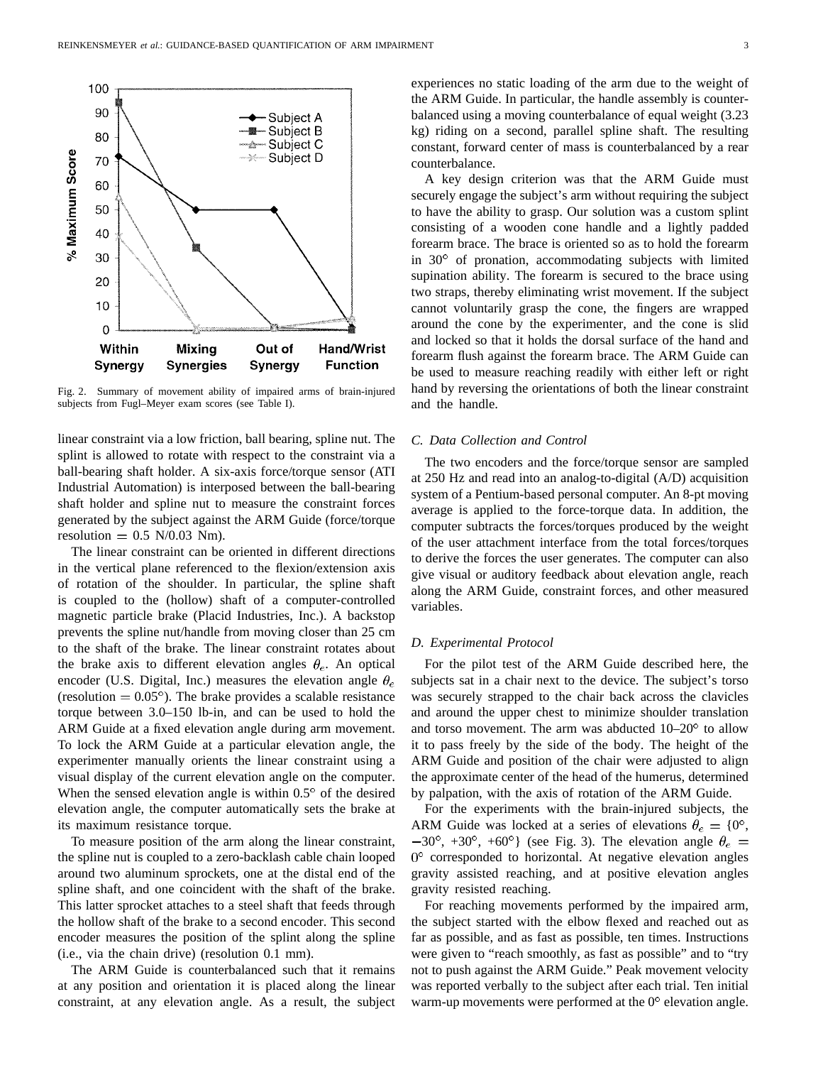Fig. 2. Summary of movement ability of impaired arms of brain-injured subjects from Fugl–Meyer exam scores (see Table I).

linear constraint via a low friction, ball bearing, spline nut. The splint is allowed to rotate with respect to the constraint via a ball-bearing shaft holder. A six-axis force/torque sensor (ATI Industrial Automation) is interposed between the ball-bearing shaft holder and spline nut to measure the constraint forces generated by the subject against the ARM Guide (force/torque resolution = 0.5 N/0.03 Nm).

The linear constraint can be oriented in different directions in the vertical plane referenced to the flexion/extension axis of rotation of the shoulder. In particular, the spline shaft is coupled to the (hollow) shaft of a computer-controlled magnetic particle brake (Placid Industries, Inc.). A backstop prevents the spline nut/handle from moving closer than 25 cm to the shaft of the brake. The linear constraint rotates about the brake axis to different elevation angles $\theta_e$. An optical encoder (U.S. Digital, Inc.) measures the elevation angle $\theta_e$ (resolution = 0.05°). The brake provides a scalable resistance torque between 3.0–150 lb-in, and can be used to hold the ARM Guide at a fixed elevation angle during arm movement. To lock the ARM Guide at a particular elevation angle, the experimenter manually orients the linear constraint using a visual display of the current elevation angle on the computer. When the sensed elevation angle is within 0.5° of the desired elevation angle, the computer automatically sets the brake at its maximum resistance torque.

To measure position of the arm along the linear constraint, the spline nut is coupled to a zero-backlash cable chain looped around two aluminum sprockets, one at the distal end of the spline shaft, and one coincident with the shaft of the brake. This latter sprocket attaches to a steel shaft that feeds through the hollow shaft of the brake to a second encoder. This second encoder measures the position of the splint along the spline (i.e., via the chain drive) (resolution 0.1 mm).

The ARM Guide is counterbalanced such that it remains at any position and orientation it is placed along the linear constraint, at any elevation angle. As a result, the subject experiences no static loading of the arm due to the weight of the ARM Guide. In particular, the handle assembly is counterbalanced using a moving counterbalance of equal weight (3.23 kg) riding on a second, parallel spline shaft. The resulting constant, forward center of mass is counterbalanced by a rear counterbalance.

A key design criterion was that the ARM Guide must securely engage the subject's arm without requiring the subject to have the ability to grasp. Our solution was a custom splint consisting of a wooden cone handle and a lightly padded forearm brace. The brace is oriented so as to hold the forearm in 30° of pronation, accommodating subjects with limited supination ability. The forearm is secured to the brace using two straps, thereby eliminating wrist movement. If the subject cannot voluntarily grasp the cone, the fingers are wrapped around the cone by the experimenter, and the cone is slid and locked so that it holds the dorsal surface of the hand and forearm flush against the forearm brace. The ARM Guide can be used to measure reaching readily with either left or right hand by reversing the orientations of both the linear constraint and the handle.

### C. Data Collection and Control

The two encoders and the force/torque sensor are sampled at 250 Hz and read into an analog-to-digital (A/D) acquisition system of a Pentium-based personal computer. An 8-pt moving average is applied to the force-torque data. In addition, the computer subtracts the forces/torques produced by the weight of the user attachment interface from the total forces/torques to derive the forces the user generates. The computer can also give visual or auditory feedback about elevation angle, reach along the ARM Guide, constraint forces, and other measured variables.

### D. Experimental Protocol

For the pilot test of the ARM Guide described here, the subjects sat in a chair next to the device. The subject's torso was securely strapped to the chair back across the clavicles and around the upper chest to minimize shoulder translation and torso movement. The arm was abducted 10–20° to allow it to pass freely by the side of the body. The height of the ARM Guide and position of the chair were adjusted to align the approximate center of the head of the humerus, determined by palpation, with the axis of rotation of the ARM Guide.

For the experiments with the brain-injured subjects, the ARM Guide was locked at a series of elevations $\theta_e = \{0°, -30°, +30°, +60°\}$ (see Fig. 3). The elevation angle $\theta_e = 0°$ corresponded to horizontal. At negative elevation angles gravity assisted reaching, and at positive elevation angles gravity resisted reaching.

For reaching movements performed by the impaired arm, the subject started with the elbow flexed and reached out as far as possible, and as fast as possible, ten times. Instructions were given to "reach smoothly, as fast as possible" and to "try not to push against the ARM Guide." Peak movement velocity was reported verbally to the subject after each trial. Ten initial warm-up movements were performed at the 0° elevation angle.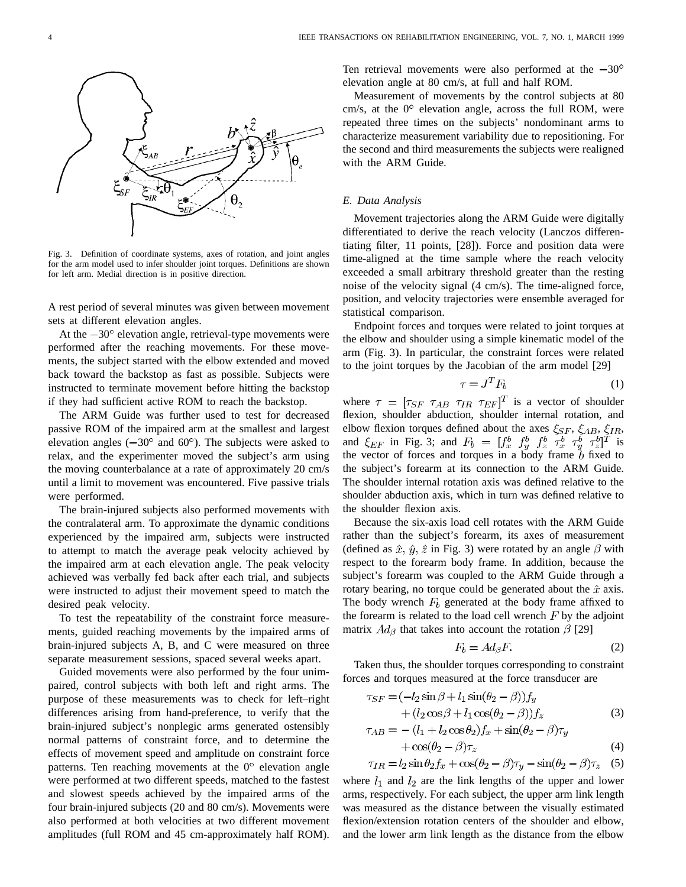Fig. 3. Definition of coordinate systems, axes of rotation, and joint angles for the arm model used to infer shoulder joint torques. Definitions are shown for left arm. Medial direction is in positive direction.

A rest period of several minutes was given between movement sets at different elevation angles.

At the $-30°$ elevation angle, retrieval-type movements were performed after the reaching movements. For these movements, the subject started with the elbow extended and moved back toward the backstop as fast as possible. Subjects were instructed to terminate movement before hitting the backstop if they had sufficient active ROM to reach the backstop.

The ARM Guide was further used to test for decreased passive ROM of the impaired arm at the smallest and largest elevation angles ($-30°$ and $60°$). The subjects were asked to relax, and the experimenter moved the subject's arm using the moving counterbalance at a rate of approximately 20 cm/s until a limit to movement was encountered. Five passive trials were performed.

The brain-injured subjects also performed movements with the contralateral arm. To approximate the dynamic conditions experienced by the impaired arm, subjects were instructed to attempt to match the average peak velocity achieved by the impaired arm at each elevation angle. The peak velocity achieved was verbally fed back after each trial, and subjects were instructed to adjust their movement speed to match the desired peak velocity.

To test the repeatability of the constraint force measurements, guided reaching movements by the impaired arms of brain-injured subjects A, B, and C were measured on three separate measurement sessions, spaced several weeks apart.

Guided movements were also performed by the four unimpaired, control subjects with both left and right arms. The purpose of these measurements was to check for left–right differences arising from hand-preference, to verify that the brain-injured subject's nonplegic arms generated ostensibly normal patterns of constraint force, and to determine the effects of movement speed and amplitude on constraint force patterns. Ten reaching movements at the $0°$ elevation angle were performed at two different speeds, matched to the fastest and slowest speeds achieved by the impaired arms of the four brain-injured subjects (20 and 80 cm/s). Movements were also performed at both velocities at two different movement amplitudes (full ROM and 45 cm-approximately half ROM). Ten retrieval movements were also performed at the $-30°$ elevation angle at 80 cm/s, at full and half ROM.

Measurement of movements by the control subjects at 80 cm/s, at the $0°$ elevation angle, across the full ROM, were repeated three times on the subjects' nondominant arms to characterize measurement variability due to repositioning. For the second and third measurements the subjects were realigned with the ARM Guide.

### *E. Data Analysis*

Movement trajectories along the ARM Guide were digitally differentiated to derive the reach velocity (Lanczos differentiating filter, 11 points, [28]). Force and position data were time-aligned at the time sample where the reach velocity exceeded a small arbitrary threshold greater than the resting noise of the velocity signal (4 cm/s). The time-aligned force, position, and velocity trajectories were ensemble averaged for statistical comparison.

Endpoint forces and torques were related to joint torques at the elbow and shoulder using a simple kinematic model of the arm (Fig. 3). In particular, the constraint forces were related to the joint torques by the Jacobian of the arm model [29]

$$\tau = J^T F_b \tag{1}$$

where $\tau = [\tau_{SF}\ \tau_{AB}\ \tau_{IR}\ \tau_{EF}]^T$ is a vector of shoulder flexion, shoulder abduction, shoulder internal rotation, and elbow flexion torques defined about the axes $\xi_{SF}$, $\xi_{AB}$, $\xi_{IR}$, and $\xi_{EF}$ in Fig. 3; and $F_b = [f_x^b\ f_y^b\ f_z^b\ \tau_x^b\ \tau_y^b\ \tau_z^b]^T$ is the vector of forces and torques in a body frame $b$ fixed to the subject's forearm at its connection to the ARM Guide. The shoulder internal rotation axis was defined relative to the shoulder abduction axis, which in turn was defined relative to the shoulder flexion axis.

Because the six-axis load cell rotates with the ARM Guide rather than the subject's forearm, its axes of measurement (defined as $\hat{x}$, $\hat{y}$, $\hat{z}$ in Fig. 3) were rotated by an angle $\beta$ with respect to the forearm body frame. In addition, because the subject's forearm was coupled to the ARM Guide through a rotary bearing, no torque could be generated about the $\hat{x}$ axis. The body wrench $F_b$ generated at the body frame affixed to the forearm is related to the load cell wrench $F$ by the adjoint matrix $Ad_\beta$ that takes into account the rotation $\beta$ [29]

$$F_b = Ad_\beta F. \tag{2}$$

Taken thus, the shoulder torques corresponding to constraint forces and torques measured at the force transducer are

$$\begin{aligned}\tau_{SF} =& (-l_2 \sin\beta + l_1 \sin(\theta_2 - \beta))f_y \\ &+ (l_2 \cos\beta + l_1 \cos(\theta_2 - \beta))f_z\end{aligned} \tag{3}$$

$$\begin{aligned}\tau_{AB} =& -(l_1 + l_2 \cos\theta_2)f_x + \sin(\theta_2 - \beta)\tau_y \\ &+ \cos(\theta_2 - \beta)\tau_z\end{aligned} \tag{4}$$

$$\tau_{IR} = l_2 \sin\theta_2 f_x + \cos(\theta_2 - \beta)\tau_y - \sin(\theta_2 - \beta)\tau_z \tag{5}$$

where $l_1$ and $l_2$ are the link lengths of the upper and lower arms, respectively. For each subject, the upper arm link length was measured as the distance between the visually estimated flexion/extension rotation centers of the shoulder and elbow, and the lower arm link length as the distance from the elbow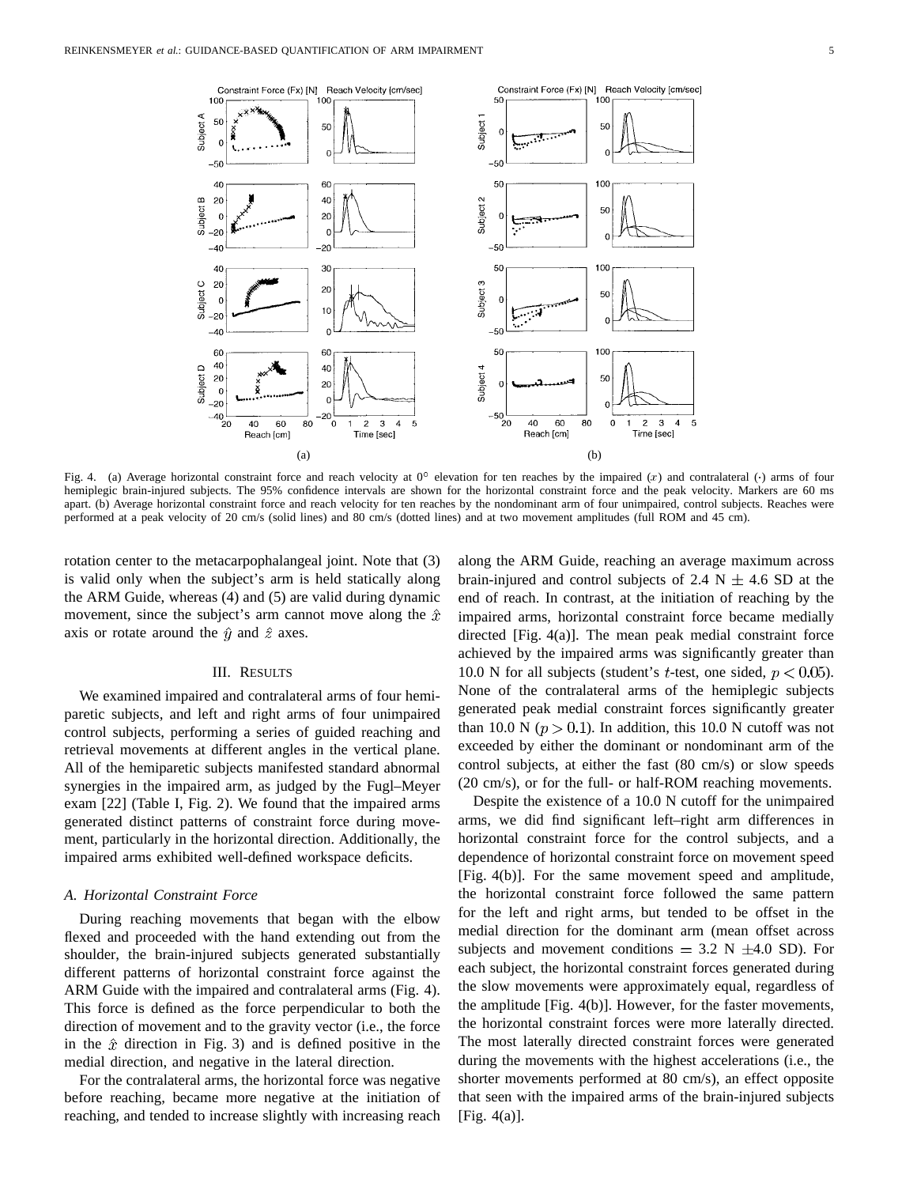Fig. 4. (a) Average horizontal constraint force and reach velocity at 0° elevation for ten reaches by the impaired ($x$) and contralateral ($\cdot$) arms of four hemiplegic brain-injured subjects. The 95% confidence intervals are shown for the horizontal constraint force and the peak velocity. Markers are 60 ms apart. (b) Average horizontal constraint force and reach velocity for ten reaches by the nondominant arm of four unimpaired, control subjects. Reaches were performed at a peak velocity of 20 cm/s (solid lines) and 80 cm/s (dotted lines) and at two movement amplitudes (full ROM and 45 cm).

rotation center to the metacarpophalangeal joint. Note that (3) is valid only when the subject's arm is held statically along the ARM Guide, whereas (4) and (5) are valid during dynamic movement, since the subject's arm cannot move along the $\hat{x}$ axis or rotate around the $\hat{y}$ and $\hat{z}$ axes.

## III. Results

We examined impaired and contralateral arms of four hemiparetic subjects, and left and right arms of four unimpaired control subjects, performing a series of guided reaching and retrieval movements at different angles in the vertical plane. All of the hemiparetic subjects manifested standard abnormal synergies in the impaired arm, as judged by the Fugl–Meyer exam [22] (Table I, Fig. 2). We found that the impaired arms generated distinct patterns of constraint force during movement, particularly in the horizontal direction. Additionally, the impaired arms exhibited well-defined workspace deficits.

### *A. Horizontal Constraint Force*

During reaching movements that began with the elbow flexed and proceeded with the hand extending out from the shoulder, the brain-injured subjects generated substantially different patterns of horizontal constraint force against the ARM Guide with the impaired and contralateral arms (Fig. 4). This force is defined as the force perpendicular to both the direction of movement and to the gravity vector (i.e., the force in the $\hat{x}$ direction in Fig. 3) and is defined positive in the medial direction, and negative in the lateral direction.

For the contralateral arms, the horizontal force was negative before reaching, became more negative at the initiation of reaching, and tended to increase slightly with increasing reach along the ARM Guide, reaching an average maximum across brain-injured and control subjects of 2.4 N $\pm$ 4.6 SD at the end of reach. In contrast, at the initiation of reaching by the impaired arms, horizontal constraint force became medially directed [Fig. 4(a)]. The mean peak medial constraint force achieved by the impaired arms was significantly greater than 10.0 N for all subjects (student's $t$-test, one sided, $p < 0.05$). None of the contralateral arms of the hemiplegic subjects generated peak medial constraint forces significantly greater than 10.0 N ($p > 0.1$). In addition, this 10.0 N cutoff was not exceeded by either the dominant or nondominant arm of the control subjects, at either the fast (80 cm/s) or slow speeds (20 cm/s), or for the full- or half-ROM reaching movements.

Despite the existence of a 10.0 N cutoff for the unimpaired arms, we did find significant left–right arm differences in horizontal constraint force for the control subjects, and a dependence of horizontal constraint force on movement speed [Fig. 4(b)]. For the same movement speed and amplitude, the horizontal constraint force followed the same pattern for the left and right arms, but tended to be offset in the medial direction for the dominant arm (mean offset across subjects and movement conditions = 3.2 N $\pm$4.0 SD). For each subject, the horizontal constraint forces generated during the slow movements were approximately equal, regardless of the amplitude [Fig. 4(b)]. However, for the faster movements, the horizontal constraint forces were more laterally directed. The most laterally directed constraint forces were generated during the movements with the highest accelerations (i.e., the shorter movements performed at 80 cm/s), an effect opposite that seen with the impaired arms of the brain-injured subjects [Fig. 4(a)].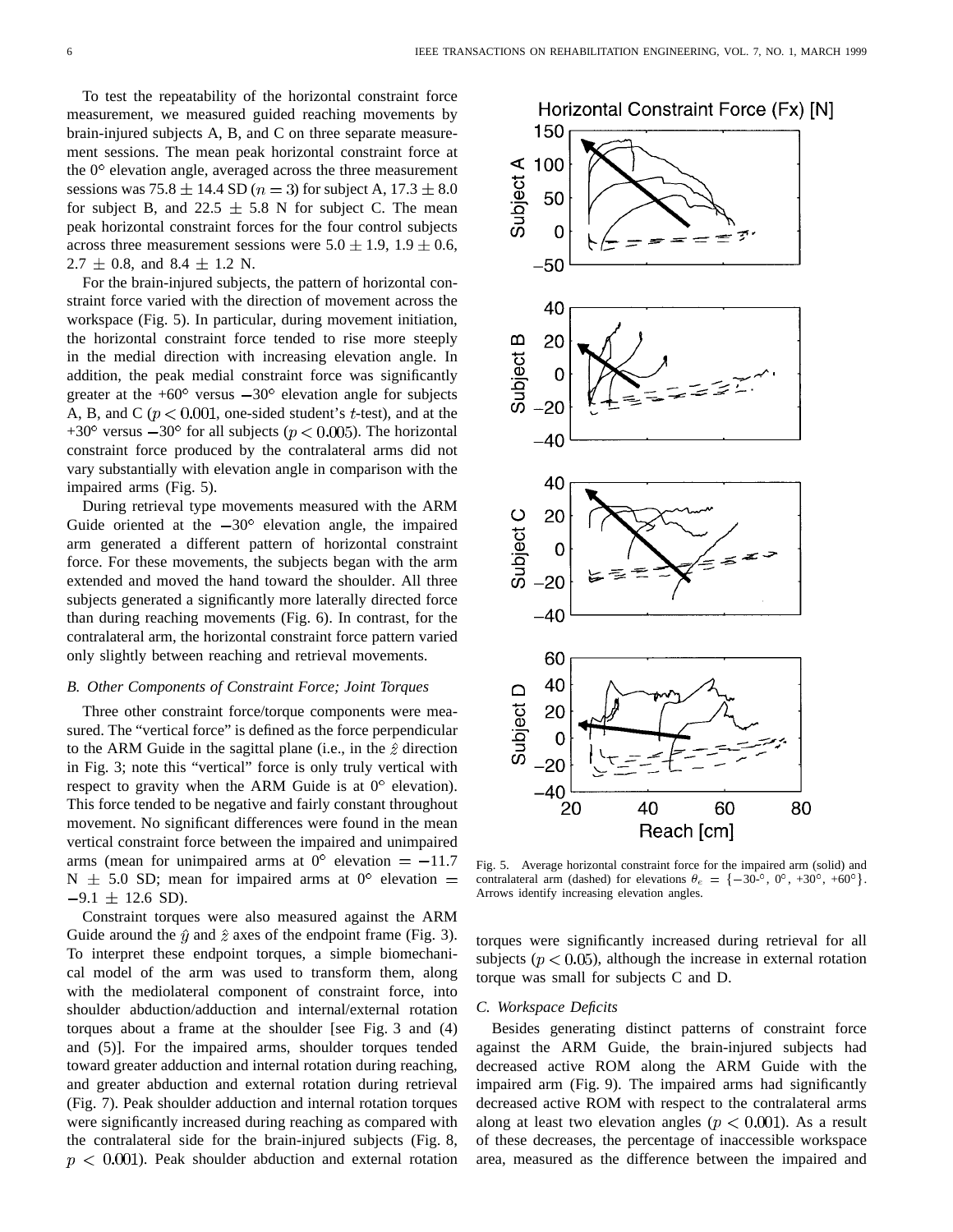To test the repeatability of the horizontal constraint force measurement, we measured guided reaching movements by brain-injured subjects A, B, and C on three separate measurement sessions. The mean peak horizontal constraint force at the 0° elevation angle, averaged across the three measurement sessions was 75.8 ± 14.4 SD ($n = 3$) for subject A, 17.3 ± 8.0 for subject B, and 22.5 ± 5.8 N for subject C. The mean peak horizontal constraint forces for the four control subjects across three measurement sessions were 5.0 ± 1.9, 1.9 ± 0.6, 2.7 ± 0.8, and 8.4 ± 1.2 N.

For the brain-injured subjects, the pattern of horizontal constraint force varied with the direction of movement across the workspace (Fig. 5). In particular, during movement initiation, the horizontal constraint force tended to rise more steeply in the medial direction with increasing elevation angle. In addition, the peak medial constraint force was significantly greater at the +60° versus −30° elevation angle for subjects A, B, and C ($p < 0.001$, one-sided student's $t$-test), and at the +30° versus −30° for all subjects ($p < 0.005$). The horizontal constraint force produced by the contralateral arms did not vary substantially with elevation angle in comparison with the impaired arms (Fig. 5).

During retrieval type movements measured with the ARM Guide oriented at the −30° elevation angle, the impaired arm generated a different pattern of horizontal constraint force. For these movements, the subjects began with the arm extended and moved the hand toward the shoulder. All three subjects generated a significantly more laterally directed force than during reaching movements (Fig. 6). In contrast, for the contralateral arm, the horizontal constraint force pattern varied only slightly between reaching and retrieval movements.

### B. Other Components of Constraint Force; Joint Torques

Three other constraint force/torque components were measured. The "vertical force" is defined as the force perpendicular to the ARM Guide in the sagittal plane (i.e., in the $\hat{z}$ direction in Fig. 3; note this "vertical" force is only truly vertical with respect to gravity when the ARM Guide is at 0° elevation). This force tended to be negative and fairly constant throughout movement. No significant differences were found in the mean vertical constraint force between the impaired and unimpaired arms (mean for unimpaired arms at 0° elevation = −11.7 N ± 5.0 SD; mean for impaired arms at 0° elevation = −9.1 ± 12.6 SD).

Constraint torques were also measured against the ARM Guide around the $\hat{y}$ and $\hat{z}$ axes of the endpoint frame (Fig. 3). To interpret these endpoint torques, a simple biomechanical model of the arm was used to transform them, along with the mediolateral component of constraint force, into shoulder abduction/adduction and internal/external rotation torques about a frame at the shoulder [see Fig. 3 and (4) and (5)]. For the impaired arms, shoulder torques tended toward greater adduction and internal rotation during reaching, and greater abduction and external rotation during retrieval (Fig. 7). Peak shoulder adduction and internal rotation torques were significantly increased during reaching as compared with the contralateral side for the brain-injured subjects (Fig. 8, $p < 0.001$). Peak shoulder abduction and external rotation torques were significantly increased during retrieval for all subjects ($p < 0.05$), although the increase in external rotation torque was small for subjects C and D.

Fig. 5. Average horizontal constraint force for the impaired arm (solid) and contralateral arm (dashed) for elevations $\theta_e = \{-30\text{-}^\circ, 0^\circ, +30^\circ, +60^\circ\}$. Arrows identify increasing elevation angles.

### C. Workspace Deficits

Besides generating distinct patterns of constraint force against the ARM Guide, the brain-injured subjects had decreased active ROM along the ARM Guide with the impaired arm (Fig. 9). The impaired arms had significantly decreased active ROM with respect to the contralateral arms along at least two elevation angles ($p < 0.001$). As a result of these decreases, the percentage of inaccessible workspace area, measured as the difference between the impaired and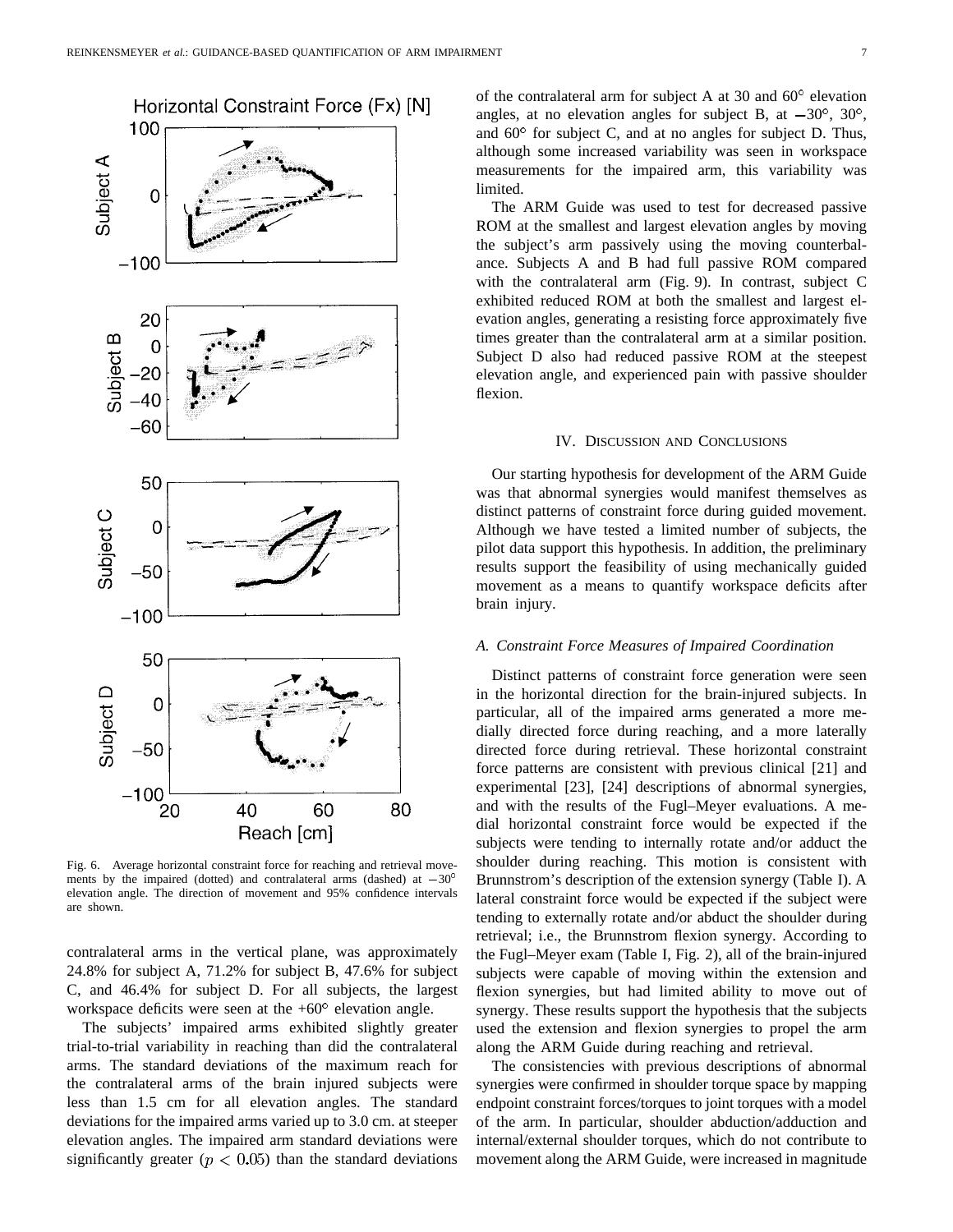Fig. 6. Average horizontal constraint force for reaching and retrieval movements by the impaired (dotted) and contralateral arms (dashed) at $-30°$ elevation angle. The direction of movement and 95% confidence intervals are shown.

contralateral arms in the vertical plane, was approximately 24.8% for subject A, 71.2% for subject B, 47.6% for subject C, and 46.4% for subject D. For all subjects, the largest workspace deficits were seen at the +60° elevation angle.

The subjects' impaired arms exhibited slightly greater trial-to-trial variability in reaching than did the contralateral arms. The standard deviations of the maximum reach for the contralateral arms of the brain injured subjects were less than 1.5 cm for all elevation angles. The standard deviations for the impaired arms varied up to 3.0 cm. at steeper elevation angles. The impaired arm standard deviations were significantly greater ($p < 0.05$) than the standard deviations of the contralateral arm for subject A at 30 and 60° elevation angles, at no elevation angles for subject B, at $-30°$, 30°, and 60° for subject C, and at no angles for subject D. Thus, although some increased variability was seen in workspace measurements for the impaired arm, this variability was limited.

The ARM Guide was used to test for decreased passive ROM at the smallest and largest elevation angles by moving the subject's arm passively using the moving counterbalance. Subjects A and B had full passive ROM compared with the contralateral arm (Fig. 9). In contrast, subject C exhibited reduced ROM at both the smallest and largest elevation angles, generating a resisting force approximately five times greater than the contralateral arm at a similar position. Subject D also had reduced passive ROM at the steepest elevation angle, and experienced pain with passive shoulder flexion.

## IV. Discussion and Conclusions

Our starting hypothesis for development of the ARM Guide was that abnormal synergies would manifest themselves as distinct patterns of constraint force during guided movement. Although we have tested a limited number of subjects, the pilot data support this hypothesis. In addition, the preliminary results support the feasibility of using mechanically guided movement as a means to quantify workspace deficits after brain injury.

### A. Constraint Force Measures of Impaired Coordination

Distinct patterns of constraint force generation were seen in the horizontal direction for the brain-injured subjects. In particular, all of the impaired arms generated a more medially directed force during reaching, and a more laterally directed force during retrieval. These horizontal constraint force patterns are consistent with previous clinical [21] and experimental [23], [24] descriptions of abnormal synergies, and with the results of the Fugl–Meyer evaluations. A medial horizontal constraint force would be expected if the subjects were tending to internally rotate and/or adduct the shoulder during reaching. This motion is consistent with Brunnstrom's description of the extension synergy (Table I). A lateral constraint force would be expected if the subject were tending to externally rotate and/or abduct the shoulder during retrieval; i.e., the Brunnstrom flexion synergy. According to the Fugl–Meyer exam (Table I, Fig. 2), all of the brain-injured subjects were capable of moving within the extension and flexion synergies, but had limited ability to move out of synergy. These results support the hypothesis that the subjects used the extension and flexion synergies to propel the arm along the ARM Guide during reaching and retrieval.

The consistencies with previous descriptions of abnormal synergies were confirmed in shoulder torque space by mapping endpoint constraint forces/torques to joint torques with a model of the arm. In particular, shoulder abduction/adduction and internal/external shoulder torques, which do not contribute to movement along the ARM Guide, were increased in magnitude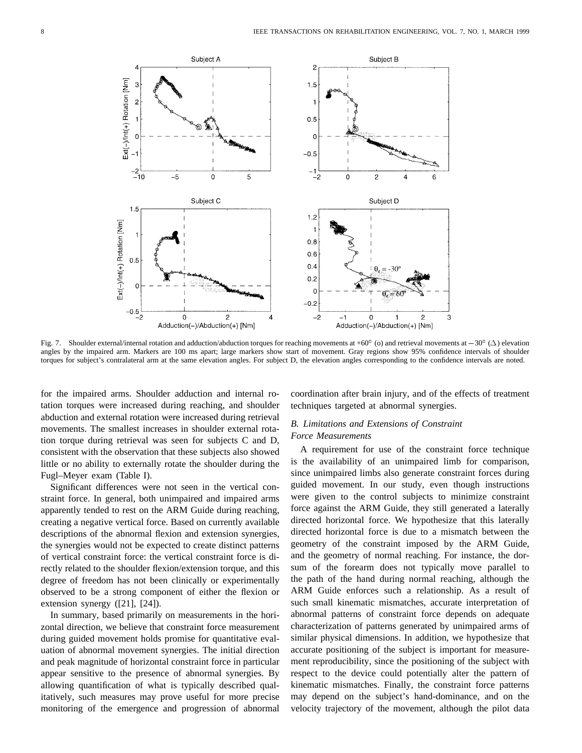Subject A

Ext(−)/Int(+) Rotation [Nm]

Adduction(−)/Abduction(+) [Nm]

Subject B

Subject C

Subject D

$\theta_e = -30°$

$\theta_e = 60°$

Fig. 7. Shoulder external/internal rotation and adduction/abduction torques for reaching movements at +60° (o) and retrieval movements at −30° (Δ) elevation angles by the impaired arm. Markers are 100 ms apart; large markers show start of movement. Gray regions show 95% confidence intervals of shoulder torques for subject's contralateral arm at the same elevation angles. For subject D, the elevation angles corresponding to the confidence intervals are noted.

for the impaired arms. Shoulder adduction and internal rotation torques were increased during reaching, and shoulder abduction and external rotation were increased during retrieval movements. The smallest increases in shoulder external rotation torque during retrieval was seen for subjects C and D, consistent with the observation that these subjects also showed little or no ability to externally rotate the shoulder during the Fugl–Meyer exam (Table I).

Significant differences were not seen in the vertical constraint force. In general, both unimpaired and impaired arms apparently tended to rest on the ARM Guide during reaching, creating a negative vertical force. Based on currently available descriptions of the abnormal flexion and extension synergies, the synergies would not be expected to create distinct patterns of vertical constraint force: the vertical constraint force is directly related to the shoulder flexion/extension torque, and this degree of freedom has not been clinically or experimentally observed to be a strong component of either the flexion or extension synergy ([21], [24]).

In summary, based primarily on measurements in the horizontal direction, we believe that constraint force measurement during guided movement holds promise for quantitative evaluation of abnormal movement synergies. The initial direction and peak magnitude of horizontal constraint force in particular appear sensitive to the presence of abnormal synergies. By allowing quantification of what is typically described qualitatively, such measures may prove useful for more precise monitoring of the emergence and progression of abnormal coordination after brain injury, and of the effects of treatment techniques targeted at abnormal synergies.

### B. Limitations and Extensions of Constraint Force Measurements

A requirement for use of the constraint force technique is the availability of an unimpaired limb for comparison, since unimpaired limbs also generate constraint forces during guided movement. In our study, even though instructions were given to the control subjects to minimize constraint force against the ARM Guide, they still generated a laterally directed horizontal force. We hypothesize that this laterally directed horizontal force is due to a mismatch between the geometry of the constraint imposed by the ARM Guide, and the geometry of normal reaching. For instance, the dorsum of the forearm does not typically move parallel to the path of the hand during normal reaching, although the ARM Guide enforces such a relationship. As a result of such small kinematic mismatches, accurate interpretation of abnormal patterns of constraint force depends on adequate characterization of patterns generated by unimpaired arms of similar physical dimensions. In addition, we hypothesize that accurate positioning of the subject is important for measurement reproducibility, since the positioning of the subject with respect to the device could potentially alter the pattern of kinematic mismatches. Finally, the constraint force patterns may depend on the subject's hand-dominance, and on the velocity trajectory of the movement, although the pilot data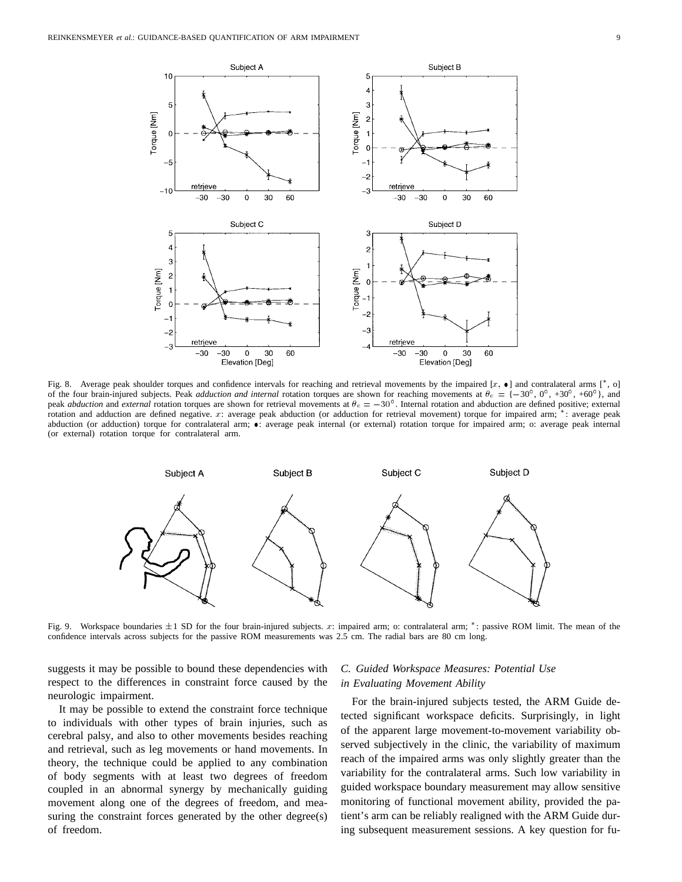Fig. 8. Average peak shoulder torques and confidence intervals for reaching and retrieval movements by the impaired [$x$, •] and contralateral arms [*, o] of the four brain-injured subjects. Peak *adduction and internal* rotation torques are shown for reaching movements at $\theta_e = \{-30^\circ, 0^\circ, +30^\circ, +60^\circ\}$, and peak *abduction* and *external* rotation torques are shown for retrieval movements at $\theta_e = -30^\circ$. Internal rotation and abduction are defined positive; external rotation and adduction are defined negative. $x$: average peak abduction (or adduction for retrieval movement) torque for impaired arm; *: average peak abduction (or adduction) torque for contralateral arm; •: average peak internal (or external) rotation torque for impaired arm; o: average peak internal (or external) rotation torque for contralateral arm.

Fig. 9. Workspace boundaries ±1 SD for the four brain-injured subjects. $x$: impaired arm; o: contralateral arm; *: passive ROM limit. The mean of the confidence intervals across subjects for the passive ROM measurements was 2.5 cm. The radial bars are 80 cm long.

suggests it may be possible to bound these dependencies with respect to the differences in constraint force caused by the neurologic impairment.

It may be possible to extend the constraint force technique to individuals with other types of brain injuries, such as cerebral palsy, and also to other movements besides reaching and retrieval, such as leg movements or hand movements. In theory, the technique could be applied to any combination of body segments with at least two degrees of freedom coupled in an abnormal synergy by mechanically guiding movement along one of the degrees of freedom, and measuring the constraint forces generated by the other degree(s) of freedom.

### C. Guided Workspace Measures: Potential Use in Evaluating Movement Ability

For the brain-injured subjects tested, the ARM Guide detected significant workspace deficits. Surprisingly, in light of the apparent large movement-to-movement variability observed subjectively in the clinic, the variability of maximum reach of the impaired arms was only slightly greater than the variability for the contralateral arms. Such low variability in guided workspace boundary measurement may allow sensitive monitoring of functional movement ability, provided the patient's arm can be reliably realigned with the ARM Guide during subsequent measurement sessions. A key question for fu-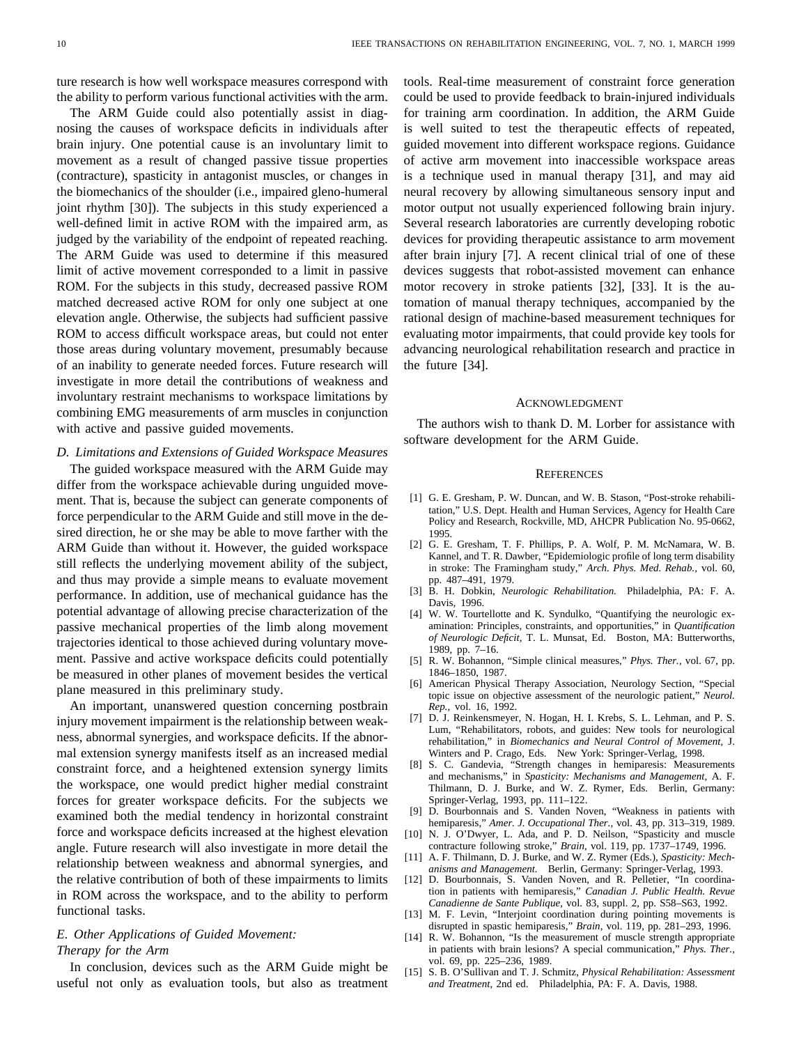ture research is how well workspace measures correspond with the ability to perform various functional activities with the arm.

The ARM Guide could also potentially assist in diagnosing the causes of workspace deficits in individuals after brain injury. One potential cause is an involuntary limit to movement as a result of changed passive tissue properties (contracture), spasticity in antagonist muscles, or changes in the biomechanics of the shoulder (i.e., impaired gleno-humeral joint rhythm [30]). The subjects in this study experienced a well-defined limit in active ROM with the impaired arm, as judged by the variability of the endpoint of repeated reaching. The ARM Guide was used to determine if this measured limit of active movement corresponded to a limit in passive ROM. For the subjects in this study, decreased passive ROM matched decreased active ROM for only one subject at one elevation angle. Otherwise, the subjects had sufficient passive ROM to access difficult workspace areas, but could not enter those areas during voluntary movement, presumably because of an inability to generate needed forces. Future research will investigate in more detail the contributions of weakness and involuntary restraint mechanisms to workspace limitations by combining EMG measurements of arm muscles in conjunction with active and passive guided movements.

### *D. Limitations and Extensions of Guided Workspace Measures*

The guided workspace measured with the ARM Guide may differ from the workspace achievable during unguided movement. That is, because the subject can generate components of force perpendicular to the ARM Guide and still move in the desired direction, he or she may be able to move farther with the ARM Guide than without it. However, the guided workspace still reflects the underlying movement ability of the subject, and thus may provide a simple means to evaluate movement performance. In addition, use of mechanical guidance has the potential advantage of allowing precise characterization of the passive mechanical properties of the limb along movement trajectories identical to those achieved during voluntary movement. Passive and active workspace deficits could potentially be measured in other planes of movement besides the vertical plane measured in this preliminary study.

An important, unanswered question concerning postbrain injury movement impairment is the relationship between weakness, abnormal synergies, and workspace deficits. If the abnormal extension synergy manifests itself as an increased medial constraint force, and a heightened extension synergy limits the workspace, one would predict higher medial constraint forces for greater workspace deficits. For the subjects we examined both the medial tendency in horizontal constraint force and workspace deficits increased at the highest elevation angle. Future research will also investigate in more detail the relationship between weakness and abnormal synergies, and the relative contribution of both of these impairments to limits in ROM across the workspace, and to the ability to perform functional tasks.

### *E. Other Applications of Guided Movement: Therapy for the Arm*

In conclusion, devices such as the ARM Guide might be useful not only as evaluation tools, but also as treatment tools. Real-time measurement of constraint force generation could be used to provide feedback to brain-injured individuals for training arm coordination. In addition, the ARM Guide is well suited to test the therapeutic effects of repeated, guided movement into different workspace regions. Guidance of active arm movement into inaccessible workspace areas is a technique used in manual therapy [31], and may aid neural recovery by allowing simultaneous sensory input and motor output not usually experienced following brain injury. Several research laboratories are currently developing robotic devices for providing therapeutic assistance to arm movement after brain injury [7]. A recent clinical trial of one of these devices suggests that robot-assisted movement can enhance motor recovery in stroke patients [32], [33]. It is the automation of manual therapy techniques, accompanied by the rational design of machine-based measurement techniques for evaluating motor impairments, that could provide key tools for advancing neurological rehabilitation research and practice in the future [34].

## ACKNOWLEDGMENT

The authors wish to thank D. M. Lorber for assistance with software development for the ARM Guide.

## REFERENCES

[1] G. E. Gresham, P. W. Duncan, and W. B. Stason, "Post-stroke rehabilitation," U.S. Dept. Health and Human Services, Agency for Health Care Policy and Research, Rockville, MD, AHCPR Publication No. 95-0662, 1995.

[2] G. E. Gresham, T. F. Phillips, P. A. Wolf, P. M. McNamara, W. B. Kannel, and T. R. Dawber, "Epidemiologic profile of long term disability in stroke: The Framingham study," *Arch. Phys. Med. Rehab.*, vol. 60, pp. 487–491, 1979.

[3] B. H. Dobkin, *Neurologic Rehabilitation.* Philadelphia, PA: F. A. Davis, 1996.

[4] W. W. Tourtellotte and K. Syndulko, "Quantifying the neurologic examination: Principles, constraints, and opportunities," in *Quantification of Neurologic Deficit*, T. L. Munsat, Ed. Boston, MA: Butterworths, 1989, pp. 7–16.

[5] R. W. Bohannon, "Simple clinical measures," *Phys. Ther.*, vol. 67, pp. 1846–1850, 1987.

[6] American Physical Therapy Association, Neurology Section, "Special topic issue on objective assessment of the neurologic patient," *Neurol. Rep.*, vol. 16, 1992.

[7] D. J. Reinkensmeyer, N. Hogan, H. I. Krebs, S. L. Lehman, and P. S. Lum, "Rehabilitators, robots, and guides: New tools for neurological rehabilitation," in *Biomechanics and Neural Control of Movement*, J. Winters and P. Crago, Eds. New York: Springer-Verlag, 1998.

[8] S. C. Gandevia, "Strength changes in hemiparesis: Measurements and mechanisms," in *Spasticity: Mechanisms and Management*, A. F. Thilmann, D. J. Burke, and W. Z. Rymer, Eds. Berlin, Germany: Springer-Verlag, 1993, pp. 111–122.

[9] D. Bourbonnais and S. Vanden Noven, "Weakness in patients with hemiparesis," *Amer. J. Occupational Ther.*, vol. 43, pp. 313–319, 1989.

[10] N. J. O'Dwyer, L. Ada, and P. D. Neilson, "Spasticity and muscle contracture following stroke," *Brain*, vol. 119, pp. 1737–1749, 1996.

[11] A. F. Thilmann, D. J. Burke, and W. Z. Rymer (Eds.), *Spasticity: Mechanisms and Management.* Berlin, Germany: Springer-Verlag, 1993.

[12] D. Bourbonnais, S. Vanden Noven, and R. Pelletier, "In coordination in patients with hemiparesis," *Canadian J. Public Health. Revue Canadienne de Sante Publique*, vol. 83, suppl. 2, pp. S58–S63, 1992.

[13] M. F. Levin, "Interjoint coordination during pointing movements is disrupted in spastic hemiparesis," *Brain*, vol. 119, pp. 281–293, 1996.

[14] R. W. Bohannon, "Is the measurement of muscle strength appropriate in patients with brain lesions? A special communication," *Phys. Ther.*, vol. 69, pp. 225–236, 1989.

[15] S. B. O'Sullivan and T. J. Schmitz, *Physical Rehabilitation: Assessment and Treatment*, 2nd ed. Philadelphia, PA: F. A. Davis, 1988.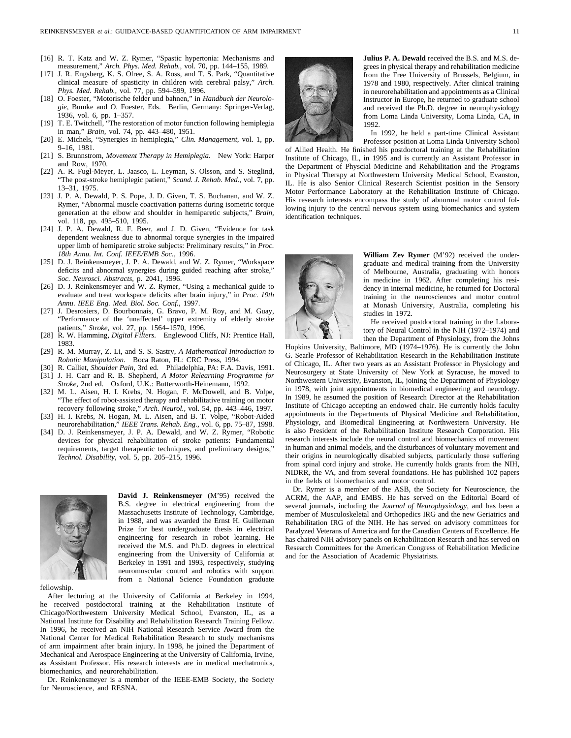[16] R. T. Katz and W. Z. Rymer, "Spastic hypertonia: Mechanisms and measurement," *Arch. Phys. Med. Rehab.*, vol. 70, pp. 144–155, 1989.

[17] J. R. Engsberg, K. S. Olree, S. A. Ross, and T. S. Park, "Quantitative clinical measure of spasticity in children with cerebral palsy," *Arch. Phys. Med. Rehab.*, vol. 77, pp. 594–599, 1996.

[18] O. Foester, "Motorische felder und bahnen," in *Handbuch der Neurologie,* Bumke and O. Foester, Eds. Berlin, Germany: Springer-Verlag, 1936, vol. 6, pp. 1–357.

[19] T. E. Twitchell, "The restoration of motor function following hemiplegia in man," *Brain*, vol. 74, pp. 443–480, 1951.

[20] E. Michels, "Synergies in hemiplegia," *Clin. Management*, vol. 1, pp. 9–16, 1981.

[21] S. Brunnstrom, *Movement Therapy in Hemiplegia.* New York: Harper and Row, 1970.

[22] A. R. Fugl-Meyer, L. Jaasco, L. Leyman, S. Olsson, and S. Steglind, "The post-stroke hemiplegic patient," *Scand. J. Rehab. Med.*, vol. 7, pp. 13–31, 1975.

[23] J. P. A. Dewald, P. S. Pope, J. D. Given, T. S. Buchanan, and W. Z. Rymer, "Abnormal muscle coactivation patterns during isometric torque generation at the elbow and shoulder in hemiparetic subjects," *Brain*, vol. 118, pp. 495–510, 1995.

[24] J. P. A. Dewald, R. F. Beer, and J. D. Given, "Evidence for task dependent weakness due to abnormal torque synergies in the impaired upper limb of hemiparetic stroke subjects: Preliminary results," in *Proc. 18th Annu. Int. Conf. IEEE/EMB Soc.*, 1996.

[25] D. J. Reinkensmeyer, J. P. A. Dewald, and W. Z. Rymer, "Workspace deficits and abnormal synergies during guided reaching after stroke," *Soc. Neurosci. Abstracts*, p. 2041, 1996.

[26] D. J. Reinkensmeyer and W. Z. Rymer, "Using a mechanical guide to evaluate and treat workspace deficits after brain injury," in *Proc. 19th Annu. IEEE Eng. Med. Biol. Soc. Conf.*, 1997.

[27] J. Desrosiers, D. Bourbonnais, G. Bravo, P. M. Roy, and M. Guay, "Performance of the 'unaffected' upper extremity of elderly stroke patients," *Stroke*, vol. 27, pp. 1564–1570, 1996.

[28] R. W. Hamming, *Digital Filters.* Englewood Cliffs, NJ: Prentice Hall, 1983.

[29] R. M. Murray, Z. Li, and S. S. Sastry, *A Mathematical Introduction to Robotic Manipulation.* Boca Raton, FL: CRC Press, 1994.

[30] R. Calliet, *Shoulder Pain*, 3rd ed. Philadelphia, PA: F.A. Davis, 1991.

[31] J. H. Carr and R. B. Shepherd, *A Motor Relearning Programme for Stroke,* 2nd ed. Oxford, U.K.: Butterworth-Heinemann, 1992.

[32] M. L. Aisen, H. I. Krebs, N. Hogan, F. McDowell, and B. Volpe, "The effect of robot-assisted therapy and rehabilitative training on motor recovery following stroke," *Arch. Neurol.*, vol. 54, pp. 443–446, 1997.

[33] H. I. Krebs, N. Hogan, M. L. Aisen, and B. T. Volpe, "Robot-Aided neurorehabilitation," *IEEE Trans. Rehab. Eng.*, vol. 6, pp. 75–87, 1998.

[34] D. J. Reinkensmeyer, J. P. A. Dewald, and W. Z. Rymer, "Robotic devices for physical rehabilitation of stroke patients: Fundamental requirements, target therapeutic techniques, and preliminary designs," *Technol. Disability*, vol. 5, pp. 205–215, 1996.

**David J. Reinkensmeyer** (M'95) received the B.S. degree in electrical engineering from the Massachusetts Institute of Technology, Cambridge, in 1988, and was awarded the Ernst H. Guilleman Prize for best undergraduate thesis in electrical engineering for research in robot learning. He received the M.S. and Ph.D. degrees in electrical engineering from the University of California at Berkeley in 1991 and 1993, respectively, studying neuromuscular control and robotics with support from a National Science Foundation graduate fellowship.

After lecturing at the University of California at Berkeley in 1994, he received postdoctoral training at the Rehabilitation Institute of Chicago/Northwestern University Medical School, Evanston, IL, as a National Institute for Disability and Rehabilitation Research Training Fellow. In 1996, he received an NIH National Research Service Award from the National Center for Medical Rehabilitation Research to study mechanisms of arm impairment after brain injury. In 1998, he joined the Department of Mechanical and Aerospace Engineering at the University of California, Irvine, as Assistant Professor. His research interests are in medical mechatronics, biomechanics, and neurorehabilitation.

Dr. Reinkensmeyer is a member of the IEEE-EMB Society, the Society for Neuroscience, and RESNA.

**Julius P. A. Dewald** received the B.S. and M.S. degrees in physical therapy and rehabilitation medicine from the Free University of Brussels, Belgium, in 1978 and 1980, respectively. After clinical training in neurorehabilitation and appointments as a Clinical Instructor in Europe, he returned to graduate school and received the Ph.D. degree in neurophysiology from Loma Linda University, Loma Linda, CA, in 1992.

In 1992, he held a part-time Clinical Assistant Professor position at Loma Linda University School of Allied Health. He finished his postdoctoral training at the Rehabilitation Institute of Chicago, IL, in 1995 and is currently an Assistant Professor in the Department of Physcial Medicine and Rehabilitation and the Programs in Physical Therapy at Northwestern University Medical School, Evanston, IL. He is also Senior Clinical Research Scientist position in the Sensory Motor Performance Laboratory at the Rehabilitation Institute of Chicago. His research interests encompass the study of abnormal motor control following injury to the central nervous system using biomechanics and system identification techniques.

**William Zev Rymer** (M'92) received the undergraduate and medical training from the University of Melbourne, Australia, graduating with honors in medicine in 1962. After completing his residency in internal medicine, he returned for Doctoral training in the neurosciences and motor control at Monash University, Australia, completing his studies in 1972.

He received postdoctoral training in the Laboratory of Neural Control in the NIH (1972–1974) and then the Department of Physiology, from the Johns Hopkins University, Baltimore, MD (1974–1976). He is currently the John G. Searle Professor of Rehabilitation Research in the Rehabilitation Institute of Chicago, IL. After two years as an Assistant Professor in Physiology and Neurosurgery at State University of New York at Syracuse, he moved to Northwestern University, Evanston, IL, joining the Department of Physiology in 1978, with joint appointments in biomedical engineering and neurology. In 1989, he assumed the position of Research Director at the Rehabilitation Institute of Chicago accepting an endowed chair. He currently holds faculty appointments in the Departments of Physical Medicine and Rehabilitation, Physiology, and Biomedical Engineering at Northwestern University. He is also President of the Rehabilitation Institute Research Corporation. His research interests include the neural control and biomechanics of movement in human and animal models, and the disturbances of voluntary movement and their origins in neurologically disabled subjects, particularly those suffering from spinal cord injury and stroke. He currently holds grants from the NIH, NIDRR, the VA, and from several foundations. He has published 102 papers in the fields of biomechanics and motor control.

Dr. Rymer is a member of the ASB, the Society for Neuroscience, the ACRM, the AAP, and EMBS. He has served on the Editorial Board of several journals, including the *Journal of Neurophysiology*, and has been a member of Musculoskeletal and Orthopedics IRG and the new Geriatrics and Rehabilitation IRG of the NIH. He has served on advisory committees for Paralyzed Veterans of America and for the Canadian Centers of Excellence. He has chaired NIH advisory panels on Rehabilitation Research and has served on Research Committees for the American Congress of Rehabilitation Medicine and for the Association of Academic Physiatrists.